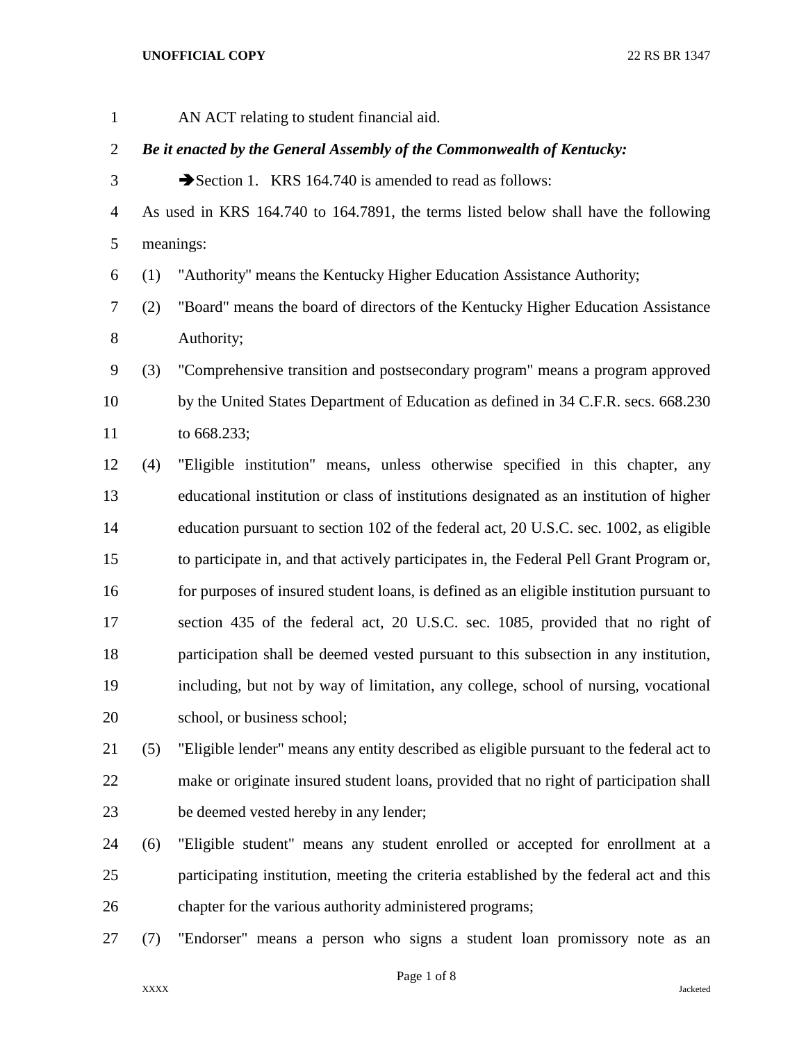AN ACT relating to student financial aid.

***Be it enacted by the General Assembly of the Commonwealth of Kentucky:***

➔Section 1. KRS 164.740 is amended to read as follows:

As used in KRS 164.740 to 164.7891, the terms listed below shall have the following meanings:

(1) "Authority" means the Kentucky Higher Education Assistance Authority;

(2) "Board" means the board of directors of the Kentucky Higher Education Assistance Authority;

(3) "Comprehensive transition and postsecondary program" means a program approved by the United States Department of Education as defined in 34 C.F.R. secs. 668.230 to 668.233;

(4) "Eligible institution" means, unless otherwise specified in this chapter, any educational institution or class of institutions designated as an institution of higher education pursuant to section 102 of the federal act, 20 U.S.C. sec. 1002, as eligible to participate in, and that actively participates in, the Federal Pell Grant Program or, for purposes of insured student loans, is defined as an eligible institution pursuant to section 435 of the federal act, 20 U.S.C. sec. 1085, provided that no right of participation shall be deemed vested pursuant to this subsection in any institution, including, but not by way of limitation, any college, school of nursing, vocational school, or business school;

(5) "Eligible lender" means any entity described as eligible pursuant to the federal act to make or originate insured student loans, provided that no right of participation shall be deemed vested hereby in any lender;

(6) "Eligible student" means any student enrolled or accepted for enrollment at a participating institution, meeting the criteria established by the federal act and this chapter for the various authority administered programs;

(7) "Endorser" means a person who signs a student loan promissory note as an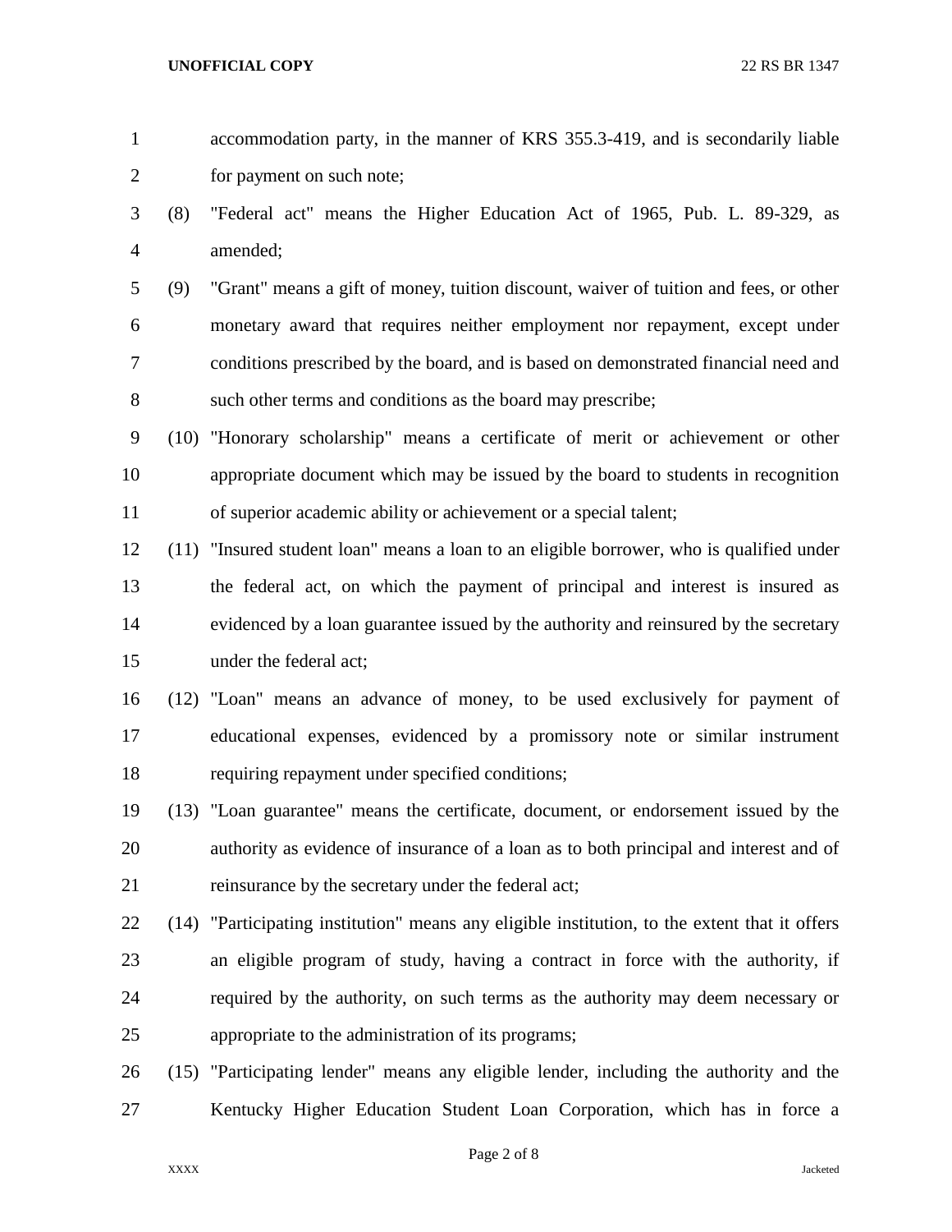accommodation party, in the manner of KRS 355.3-419, and is secondarily liable for payment on such note;

(8) "Federal act" means the Higher Education Act of 1965, Pub. L. 89-329, as amended;

(9) "Grant" means a gift of money, tuition discount, waiver of tuition and fees, or other monetary award that requires neither employment nor repayment, except under conditions prescribed by the board, and is based on demonstrated financial need and such other terms and conditions as the board may prescribe;

(10) "Honorary scholarship" means a certificate of merit or achievement or other appropriate document which may be issued by the board to students in recognition of superior academic ability or achievement or a special talent;

(11) "Insured student loan" means a loan to an eligible borrower, who is qualified under the federal act, on which the payment of principal and interest is insured as evidenced by a loan guarantee issued by the authority and reinsured by the secretary under the federal act;

(12) "Loan" means an advance of money, to be used exclusively for payment of educational expenses, evidenced by a promissory note or similar instrument requiring repayment under specified conditions;

(13) "Loan guarantee" means the certificate, document, or endorsement issued by the authority as evidence of insurance of a loan as to both principal and interest and of reinsurance by the secretary under the federal act;

(14) "Participating institution" means any eligible institution, to the extent that it offers an eligible program of study, having a contract in force with the authority, if required by the authority, on such terms as the authority may deem necessary or appropriate to the administration of its programs;

(15) "Participating lender" means any eligible lender, including the authority and the Kentucky Higher Education Student Loan Corporation, which has in force a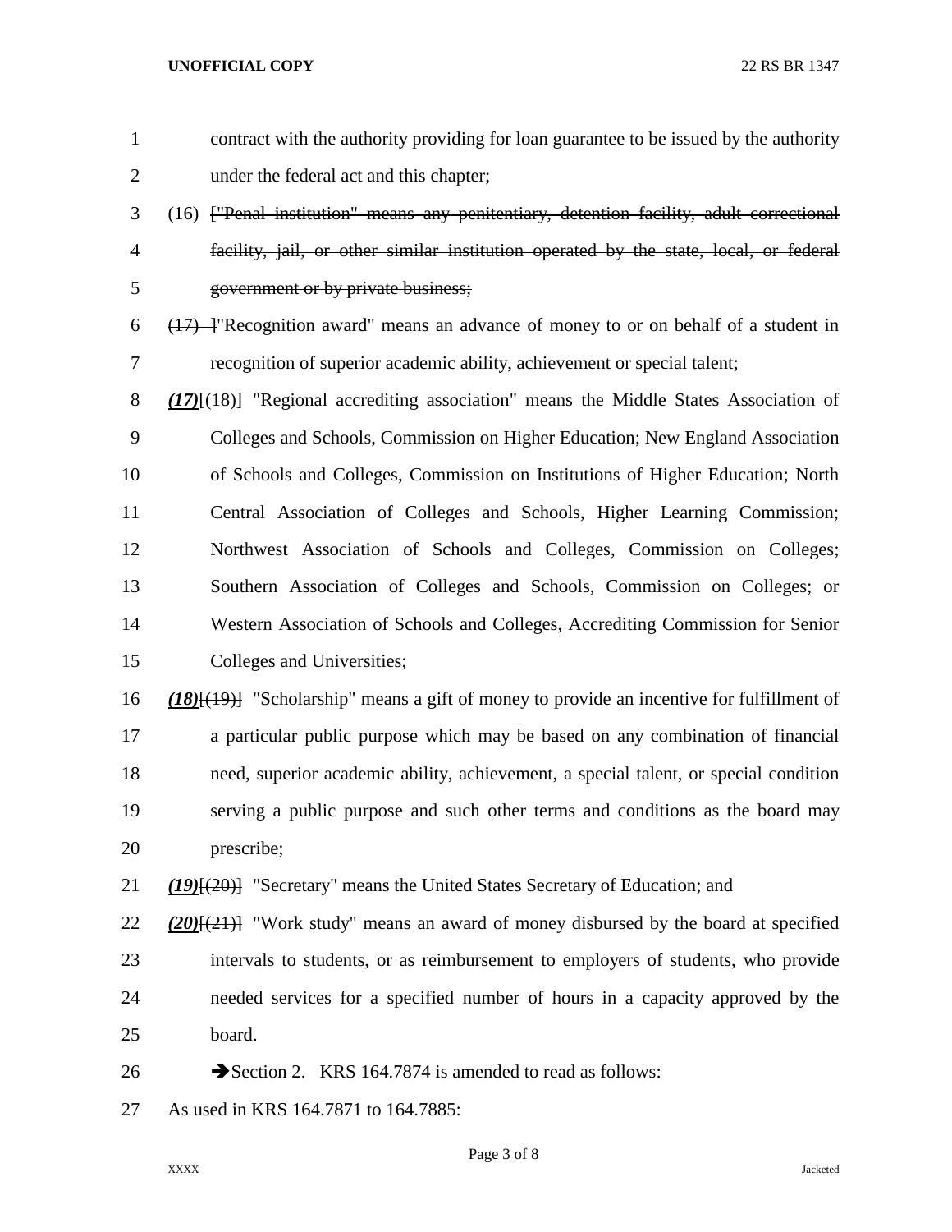contract with the authority providing for loan guarantee to be issued by the authority under the federal act and this chapter;

(16) [~~"Penal institution" means any penitentiary, detention facility, adult correctional facility, jail, or other similar institution operated by the state, local, or federal government or by private business;~~

~~(17)~~ ]"Recognition award" means an advance of money to or on behalf of a student in recognition of superior academic ability, achievement or special talent;

***(17)***[~~(18)~~] "Regional accrediting association" means the Middle States Association of Colleges and Schools, Commission on Higher Education; New England Association of Schools and Colleges, Commission on Institutions of Higher Education; North Central Association of Colleges and Schools, Higher Learning Commission; Northwest Association of Schools and Colleges, Commission on Colleges; Southern Association of Colleges and Schools, Commission on Colleges; or Western Association of Schools and Colleges, Accrediting Commission for Senior Colleges and Universities;

***(18)***[~~(19)~~] "Scholarship" means a gift of money to provide an incentive for fulfillment of a particular public purpose which may be based on any combination of financial need, superior academic ability, achievement, a special talent, or special condition serving a public purpose and such other terms and conditions as the board may prescribe;

***(19)***[~~(20)~~] "Secretary" means the United States Secretary of Education; and

***(20)***[~~(21)~~] "Work study" means an award of money disbursed by the board at specified intervals to students, or as reimbursement to employers of students, who provide needed services for a specified number of hours in a capacity approved by the board.

➔Section 2. KRS 164.7874 is amended to read as follows:

As used in KRS 164.7871 to 164.7885: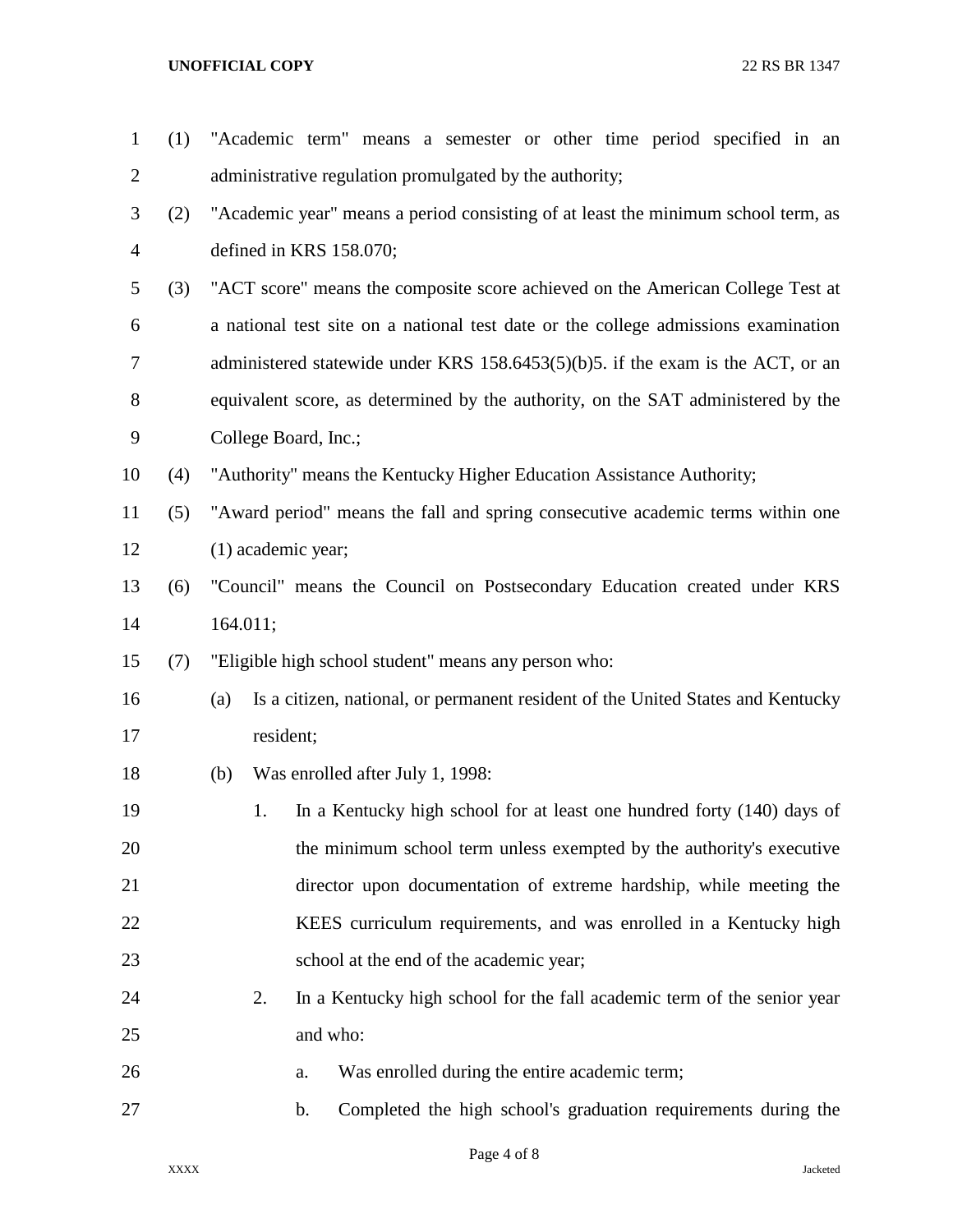(1) "Academic term" means a semester or other time period specified in an administrative regulation promulgated by the authority;

(2) "Academic year" means a period consisting of at least the minimum school term, as defined in KRS 158.070;

(3) "ACT score" means the composite score achieved on the American College Test at a national test site on a national test date or the college admissions examination administered statewide under KRS 158.6453(5)(b)5. if the exam is the ACT, or an equivalent score, as determined by the authority, on the SAT administered by the College Board, Inc.;

(4) "Authority" means the Kentucky Higher Education Assistance Authority;

(5) "Award period" means the fall and spring consecutive academic terms within one (1) academic year;

(6) "Council" means the Council on Postsecondary Education created under KRS 164.011;

(7) "Eligible high school student" means any person who:

   (a) Is a citizen, national, or permanent resident of the United States and Kentucky resident;

   (b) Was enrolled after July 1, 1998:

      1. In a Kentucky high school for at least one hundred forty (140) days of the minimum school term unless exempted by the authority's executive director upon documentation of extreme hardship, while meeting the KEES curriculum requirements, and was enrolled in a Kentucky high school at the end of the academic year;

      2. In a Kentucky high school for the fall academic term of the senior year and who:

         a. Was enrolled during the entire academic term;

         b. Completed the high school's graduation requirements during the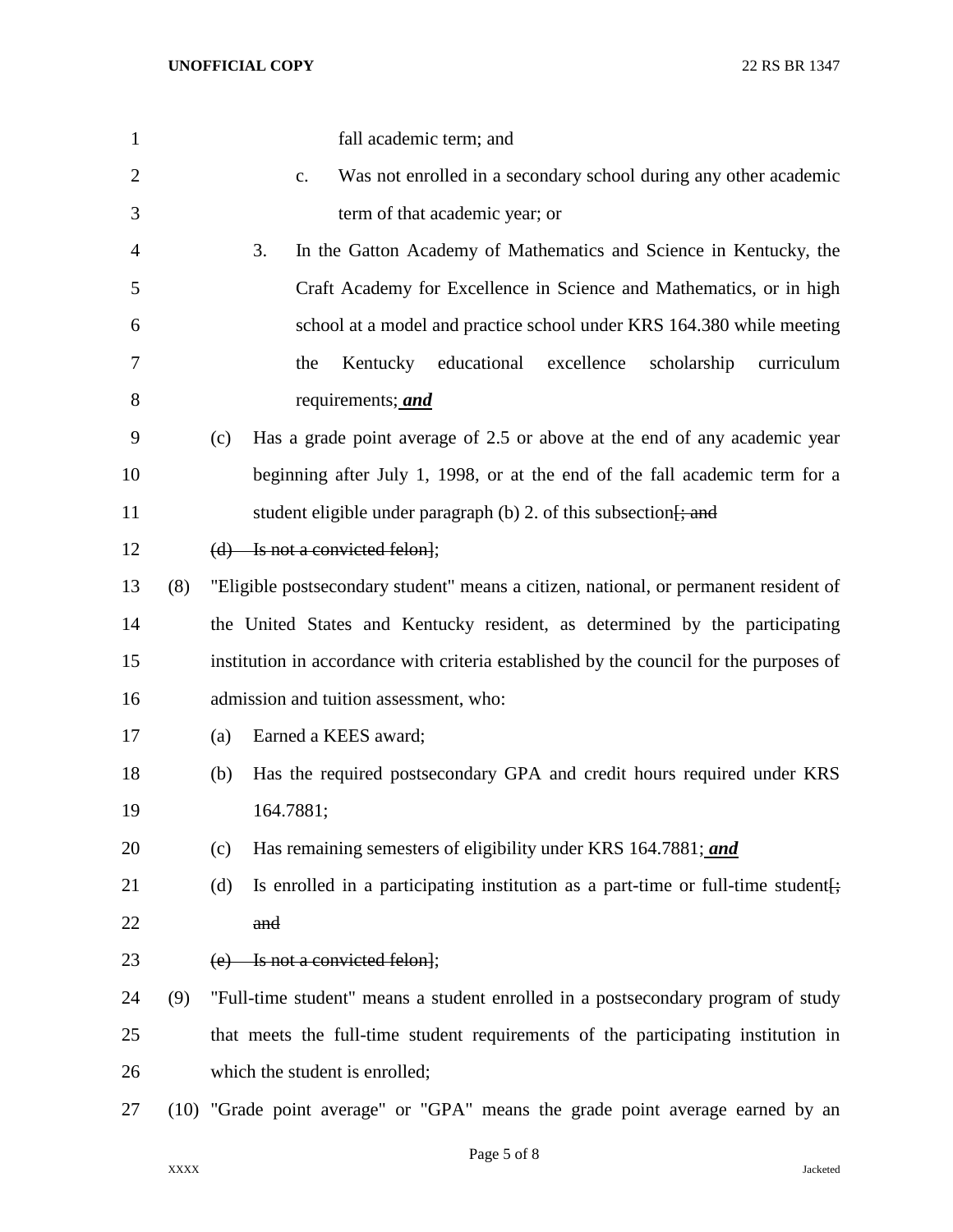fall academic term; and

c. Was not enrolled in a secondary school during any other academic term of that academic year; or

3. In the Gatton Academy of Mathematics and Science in Kentucky, the Craft Academy for Excellence in Science and Mathematics, or in high school at a model and practice school under KRS 164.380 while meeting the Kentucky educational excellence scholarship curriculum requirements; ***and***

(c) Has a grade point average of 2.5 or above at the end of any academic year beginning after July 1, 1998, or at the end of the fall academic term for a student eligible under paragraph (b) 2. of this subsection[~~; and~~

~~(d) Is not a convicted felon~~];

(8) "Eligible postsecondary student" means a citizen, national, or permanent resident of the United States and Kentucky resident, as determined by the participating institution in accordance with criteria established by the council for the purposes of admission and tuition assessment, who:

(a) Earned a KEES award;

(b) Has the required postsecondary GPA and credit hours required under KRS 164.7881;

(c) Has remaining semesters of eligibility under KRS 164.7881; ***and***

(d) Is enrolled in a participating institution as a part-time or full-time student[~~; and~~

~~(e) Is not a convicted felon~~];

(9) "Full-time student" means a student enrolled in a postsecondary program of study that meets the full-time student requirements of the participating institution in which the student is enrolled;

(10) "Grade point average" or "GPA" means the grade point average earned by an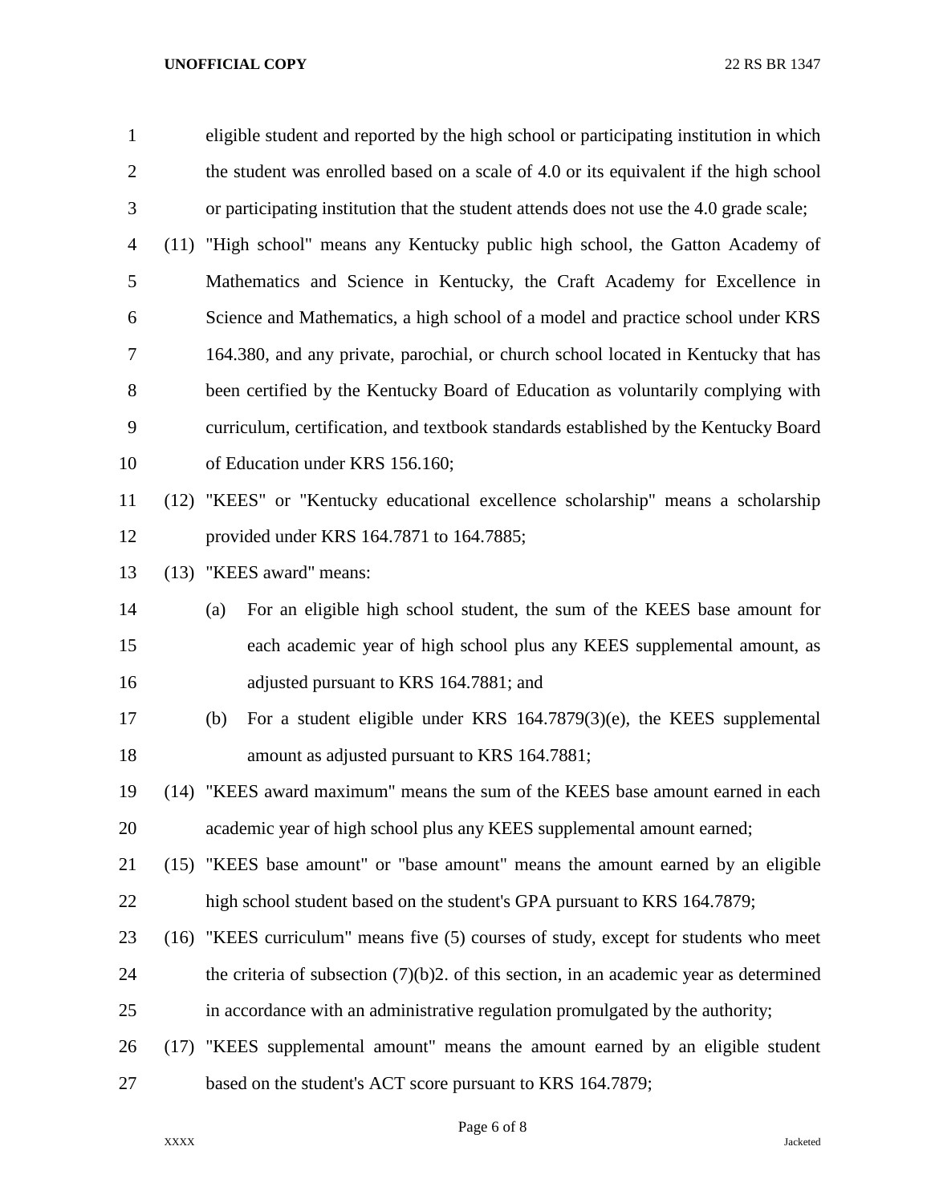eligible student and reported by the high school or participating institution in which the student was enrolled based on a scale of 4.0 or its equivalent if the high school or participating institution that the student attends does not use the 4.0 grade scale;

(11) "High school" means any Kentucky public high school, the Gatton Academy of Mathematics and Science in Kentucky, the Craft Academy for Excellence in Science and Mathematics, a high school of a model and practice school under KRS 164.380, and any private, parochial, or church school located in Kentucky that has been certified by the Kentucky Board of Education as voluntarily complying with curriculum, certification, and textbook standards established by the Kentucky Board of Education under KRS 156.160;

(12) "KEES" or "Kentucky educational excellence scholarship" means a scholarship provided under KRS 164.7871 to 164.7885;

(13) "KEES award" means:

(a) For an eligible high school student, the sum of the KEES base amount for each academic year of high school plus any KEES supplemental amount, as adjusted pursuant to KRS 164.7881; and

(b) For a student eligible under KRS 164.7879(3)(e), the KEES supplemental amount as adjusted pursuant to KRS 164.7881;

(14) "KEES award maximum" means the sum of the KEES base amount earned in each academic year of high school plus any KEES supplemental amount earned;

(15) "KEES base amount" or "base amount" means the amount earned by an eligible high school student based on the student's GPA pursuant to KRS 164.7879;

(16) "KEES curriculum" means five (5) courses of study, except for students who meet the criteria of subsection (7)(b)2. of this section, in an academic year as determined in accordance with an administrative regulation promulgated by the authority;

(17) "KEES supplemental amount" means the amount earned by an eligible student based on the student's ACT score pursuant to KRS 164.7879;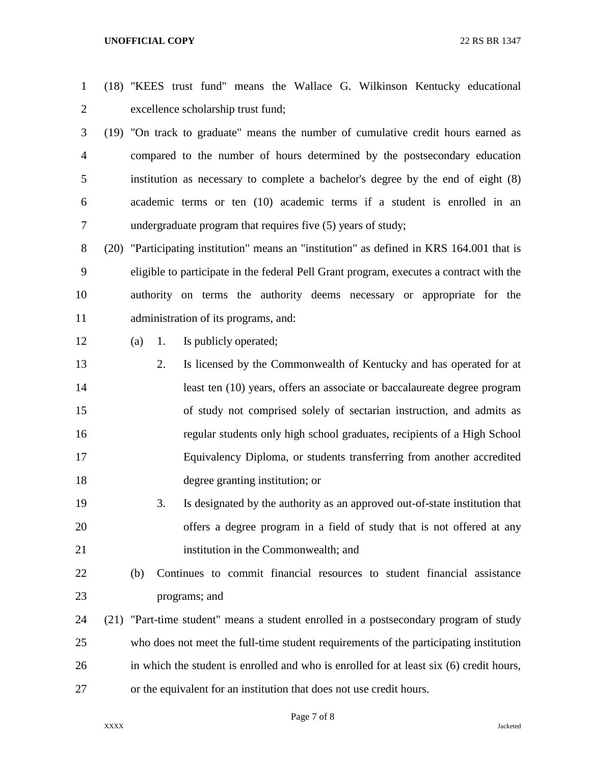(18) "KEES trust fund" means the Wallace G. Wilkinson Kentucky educational excellence scholarship trust fund;

(19) "On track to graduate" means the number of cumulative credit hours earned as compared to the number of hours determined by the postsecondary education institution as necessary to complete a bachelor's degree by the end of eight (8) academic terms or ten (10) academic terms if a student is enrolled in an undergraduate program that requires five (5) years of study;

(20) "Participating institution" means an "institution" as defined in KRS 164.001 that is eligible to participate in the federal Pell Grant program, executes a contract with the authority on terms the authority deems necessary or appropriate for the administration of its programs, and:

- (a) 1. Is publicly operated;
  - 2. Is licensed by the Commonwealth of Kentucky and has operated for at least ten (10) years, offers an associate or baccalaureate degree program of study not comprised solely of sectarian instruction, and admits as regular students only high school graduates, recipients of a High School Equivalency Diploma, or students transferring from another accredited degree granting institution; or
  - 3. Is designated by the authority as an approved out-of-state institution that offers a degree program in a field of study that is not offered at any institution in the Commonwealth; and
- (b) Continues to commit financial resources to student financial assistance programs; and

(21) "Part-time student" means a student enrolled in a postsecondary program of study who does not meet the full-time student requirements of the participating institution in which the student is enrolled and who is enrolled for at least six (6) credit hours, or the equivalent for an institution that does not use credit hours.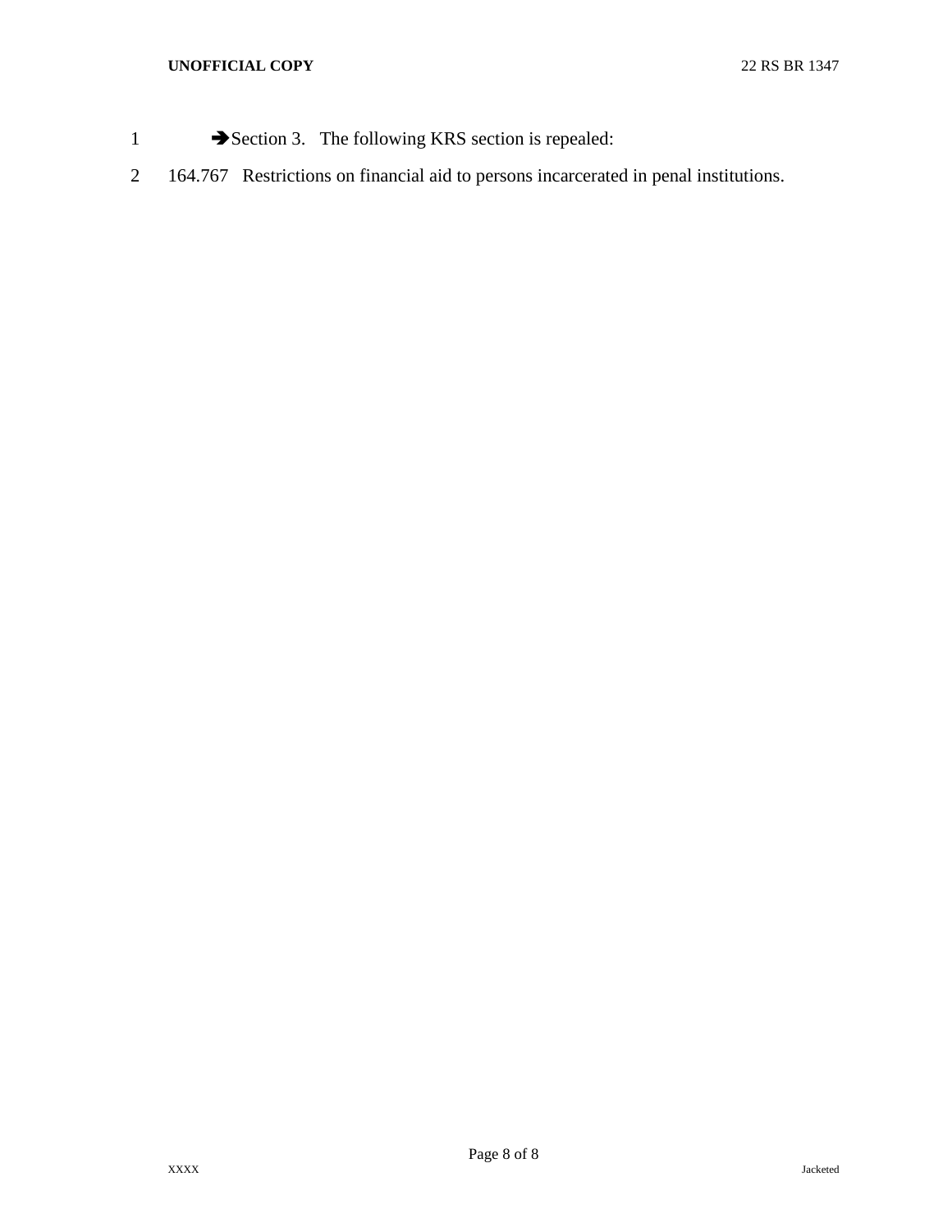➔Section 3. The following KRS section is repealed:

164.767 Restrictions on financial aid to persons incarcerated in penal institutions.